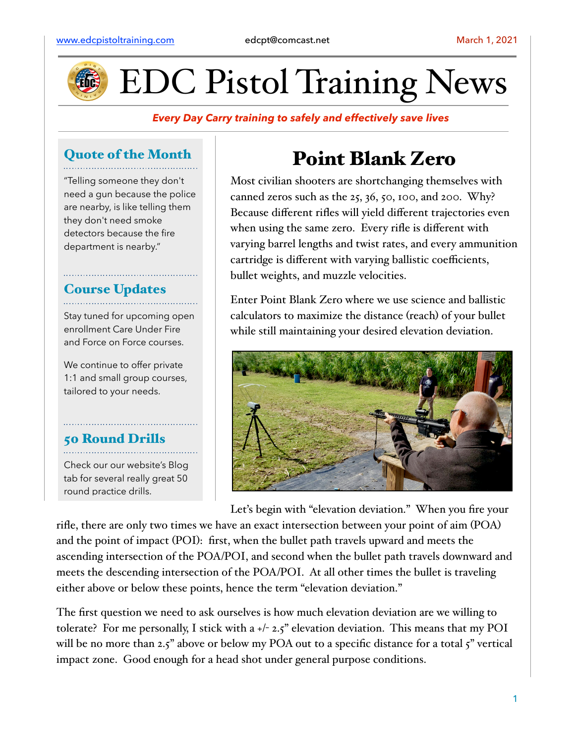www.edcpistoltraining.com edcpt@comcast.net March 1, 2021

# EDC Pistol Training News

***Every Day Carry training to safely and effectively save lives***

## Quote of the Month

"Telling someone they don't need a gun because the police are nearby, is like telling them they don't need smoke detectors because the fire department is nearby."

## Course Updates

Stay tuned for upcoming open enrollment Care Under Fire and Force on Force courses.

We continue to offer private 1:1 and small group courses, tailored to your needs.

## 50 Round Drills

Check our our website's Blog tab for several really great 50 round practice drills.

# Point Blank Zero

Most civilian shooters are shortchanging themselves with canned zeros such as the 25, 36, 50, 100, and 200. Why? Because different rifles will yield different trajectories even when using the same zero. Every rifle is different with varying barrel lengths and twist rates, and every ammunition cartridge is different with varying ballistic coefficients, bullet weights, and muzzle velocities.

Enter Point Blank Zero where we use science and ballistic calculators to maximize the distance (reach) of your bullet while still maintaining your desired elevation deviation.

Let's begin with "elevation deviation." When you fire your rifle, there are only two times we have an exact intersection between your point of aim (POA) and the point of impact (POI): first, when the bullet path travels upward and meets the ascending intersection of the POA/POI, and second when the bullet path travels downward and meets the descending intersection of the POA/POI. At all other times the bullet is traveling either above or below these points, hence the term "elevation deviation."

The first question we need to ask ourselves is how much elevation deviation are we willing to tolerate? For me personally, I stick with a +/- 2.5" elevation deviation. This means that my POI will be no more than 2.5" above or below my POA out to a specific distance for a total 5" vertical impact zone. Good enough for a head shot under general purpose conditions.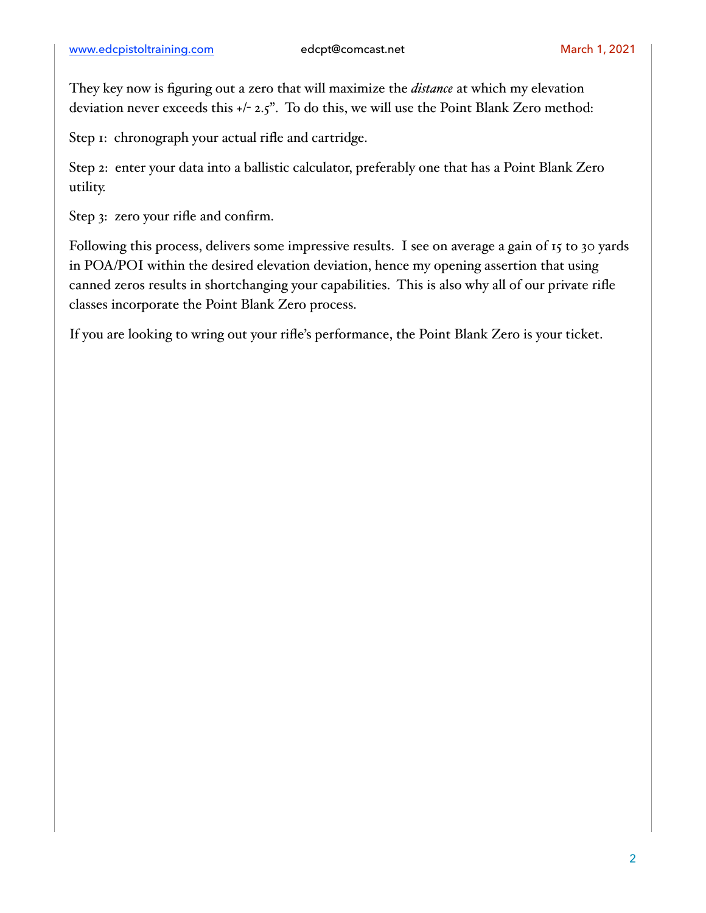They key now is figuring out a zero that will maximize the *distance* at which my elevation deviation never exceeds this +/- 2.5". To do this, we will use the Point Blank Zero method:

Step 1: chronograph your actual rifle and cartridge.

Step 2: enter your data into a ballistic calculator, preferably one that has a Point Blank Zero utility.

Step 3: zero your rifle and confirm.

Following this process, delivers some impressive results. I see on average a gain of 15 to 30 yards in POA/POI within the desired elevation deviation, hence my opening assertion that using canned zeros results in shortchanging your capabilities. This is also why all of our private rifle classes incorporate the Point Blank Zero process.

If you are looking to wring out your rifle's performance, the Point Blank Zero is your ticket.